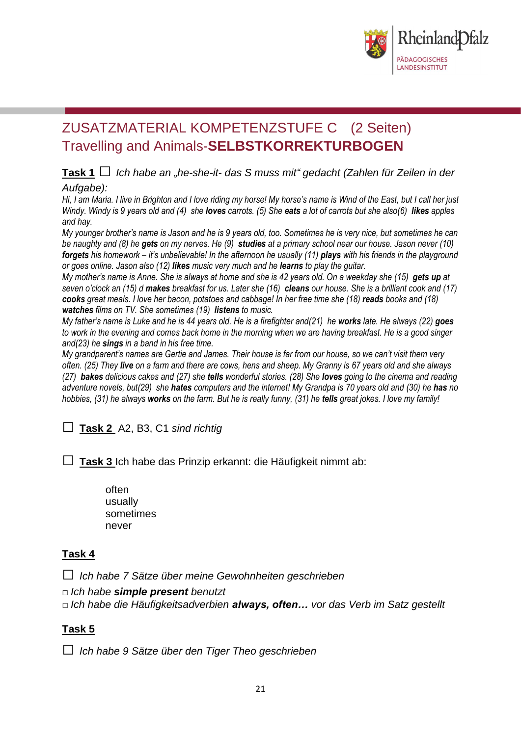# ZUSATZMATERIAL KOMPETENZSTUFE C (2 Seiten)
# Travelling and Animals-**SELBSTKORREKTURBOGEN**

**Task 1** ☐ *Ich habe an „he-she-it- das S muss mit" gedacht (Zahlen für Zeilen in der Aufgabe):*

*Hi, I am Maria. I live in Brighton and I love riding my horse! My horse's name is Wind of the East, but I call her just Windy. Windy is 9 years old and (4) she **loves** carrots. (5) She **eats** a lot of carrots but she also(6) **likes** apples and hay.*

*My younger brother's name is Jason and he is 9 years old, too. Sometimes he is very nice, but sometimes he can be naughty and (8) he **gets** on my nerves. He (9) **studies** at a primary school near our house. Jason never (10) **forgets** his homework – it's unbelievable! In the afternoon he usually (11) **plays** with his friends in the playground or goes online. Jason also (12) **likes** music very much and he **learns** to play the guitar.*

*My mother's name is Anne. She is always at home and she is 42 years old. On a weekday she (15) **gets up** at seven o'clock an (15) d **makes** breakfast for us. Later she (16) **cleans** our house. She is a brilliant cook and (17) **cooks** great meals. I love her bacon, potatoes and cabbage! In her free time she (18) **reads** books and (18) **watches** films on TV. She sometimes (19) **listens** to music.*

*My father's name is Luke and he is 44 years old. He is a firefighter and(21) he **works** late. He always (22) **goes** to work in the evening and comes back home in the morning when we are having breakfast. He is a good singer and(23) he **sings** in a band in his free time.*

*My grandparent's names are Gertie and James. Their house is far from our house, so we can't visit them very often. (25) They **live** on a farm and there are cows, hens and sheep. My Granny is 67 years old and she always (27) **bakes** delicious cakes and (27) she **tells** wonderful stories. (28) She **loves** going to the cinema and reading adventure novels, but(29) she **hates** computers and the internet! My Grandpa is 70 years old and (30) he **has** no hobbies, (31) he always **works** on the farm. But he is really funny, (31) he **tells** great jokes. I love my family!*

☐ **Task 2** A2, B3, C1 *sind richtig*

☐ **Task 3** Ich habe das Prinzip erkannt: die Häufigkeit nimmt ab:

often
usually
sometimes
never

**Task 4**

☐ *Ich habe 7 Sätze über meine Gewohnheiten geschrieben*

□ *Ich habe **simple present** benutzt*

□ *Ich habe die Häufigkeitsadverbien **always, often…** vor das Verb im Satz gestellt*

**Task 5**

☐ *Ich habe 9 Sätze über den Tiger Theo geschrieben*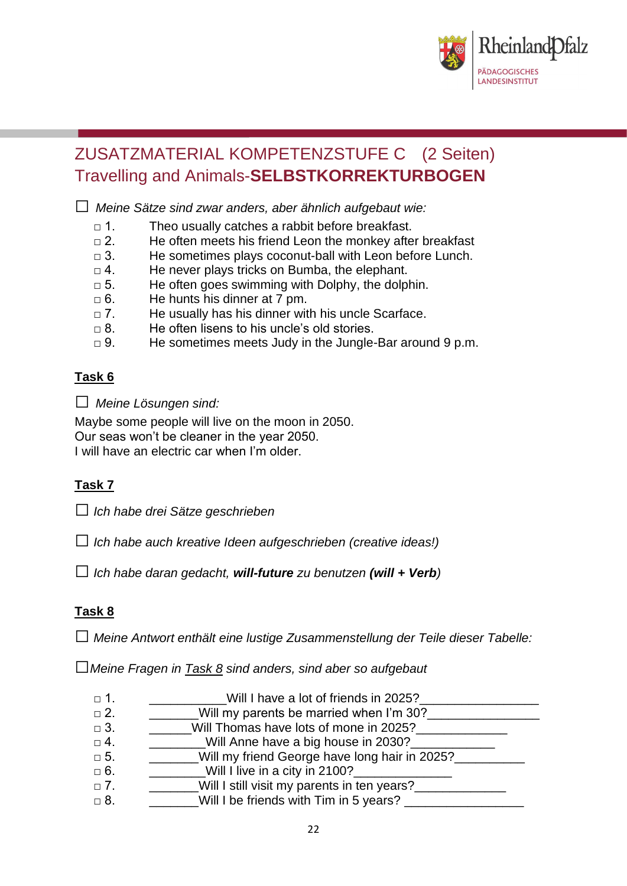## ZUSATZMATERIAL KOMPETENZSTUFE C (2 Seiten)
## Travelling and Animals-**SELBSTKORREKTURBOGEN**

☐ *Meine Sätze sind zwar anders, aber ähnlich aufgebaut wie:*

- □ 1. Theo usually catches a rabbit before breakfast.
- □ 2. He often meets his friend Leon the monkey after breakfast
- □ 3. He sometimes plays coconut-ball with Leon before Lunch.
- □ 4. He never plays tricks on Bumba, the elephant.
- □ 5. He often goes swimming with Dolphy, the dolphin.
- □ 6. He hunts his dinner at 7 pm.
- □ 7. He usually has his dinner with his uncle Scarface.
- □ 8. He often lisens to his uncle's old stories.
- □ 9. He sometimes meets Judy in the Jungle-Bar around 9 p.m.

### Task 6

☐ *Meine Lösungen sind:*

Maybe some people will live on the moon in 2050.
Our seas won't be cleaner in the year 2050.
I will have an electric car when I'm older.

### Task 7

☐ *Ich habe drei Sätze geschrieben*

☐ *Ich habe auch kreative Ideen aufgeschrieben (creative ideas!)*

☐ *Ich habe daran gedacht, **will-future** zu benutzen **(will + Verb)***

### Task 8

☐ *Meine Antwort enthält eine lustige Zusammenstellung der Teile dieser Tabelle:*

☐ *Meine Fragen in Task 8 sind anders, sind aber so aufgebaut*

- □ 1. ___________Will I have a lot of friends in 2025?________________
- □ 2. _______Will my parents be married when I'm 30?________________
- □ 3. ______Will Thomas have lots of mone in 2025?_____________
- □ 4. ________Will Anne have a big house in 2030?____________
- □ 5. _______Will my friend George have long hair in 2025?__________
- □ 6. ________Will I live in a city in 2100?______________
- □ 7. _______Will I still visit my parents in ten years?_____________
- □ 8. _______Will I be friends with Tim in 5 years? _________________